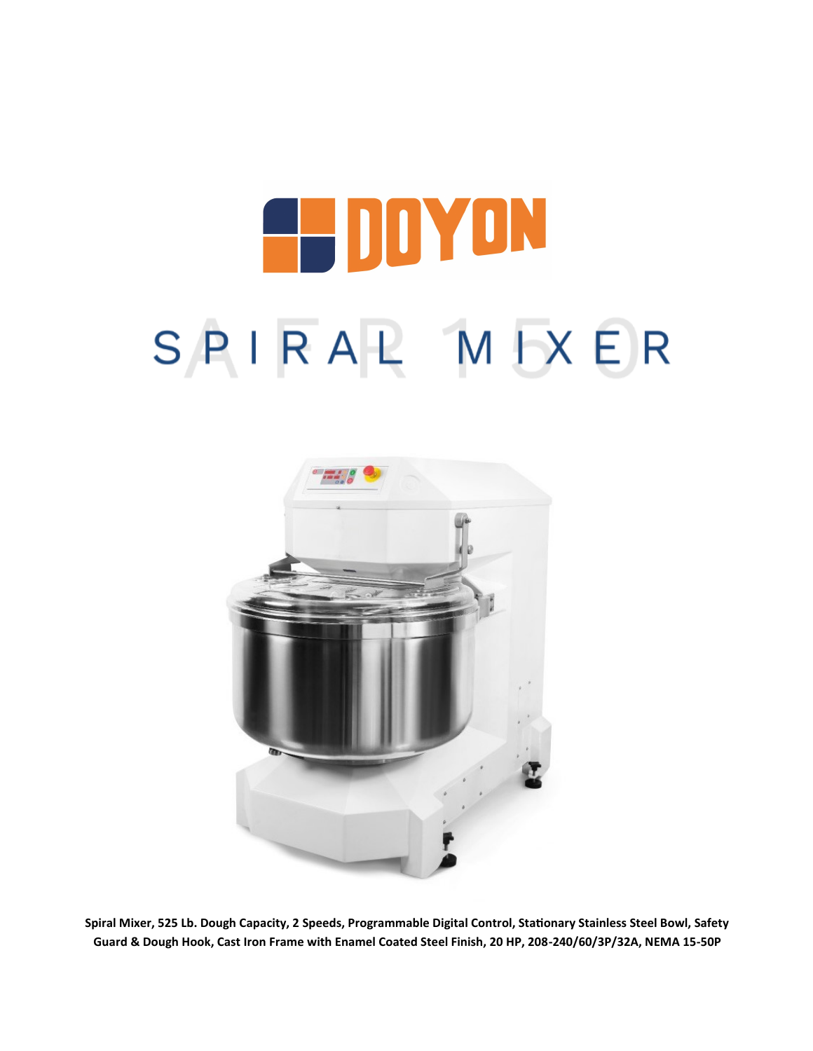# DOYON

## SPIRAL MIXER

AFR150

**Spiral Mixer, 525 Lb. Dough Capacity, 2 Speeds, Programmable Digital Control, Stationary Stainless Steel Bowl, Safety Guard & Dough Hook, Cast Iron Frame with Enamel Coated Steel Finish, 20 HP, 208-240/60/3P/32A, NEMA 15-50P**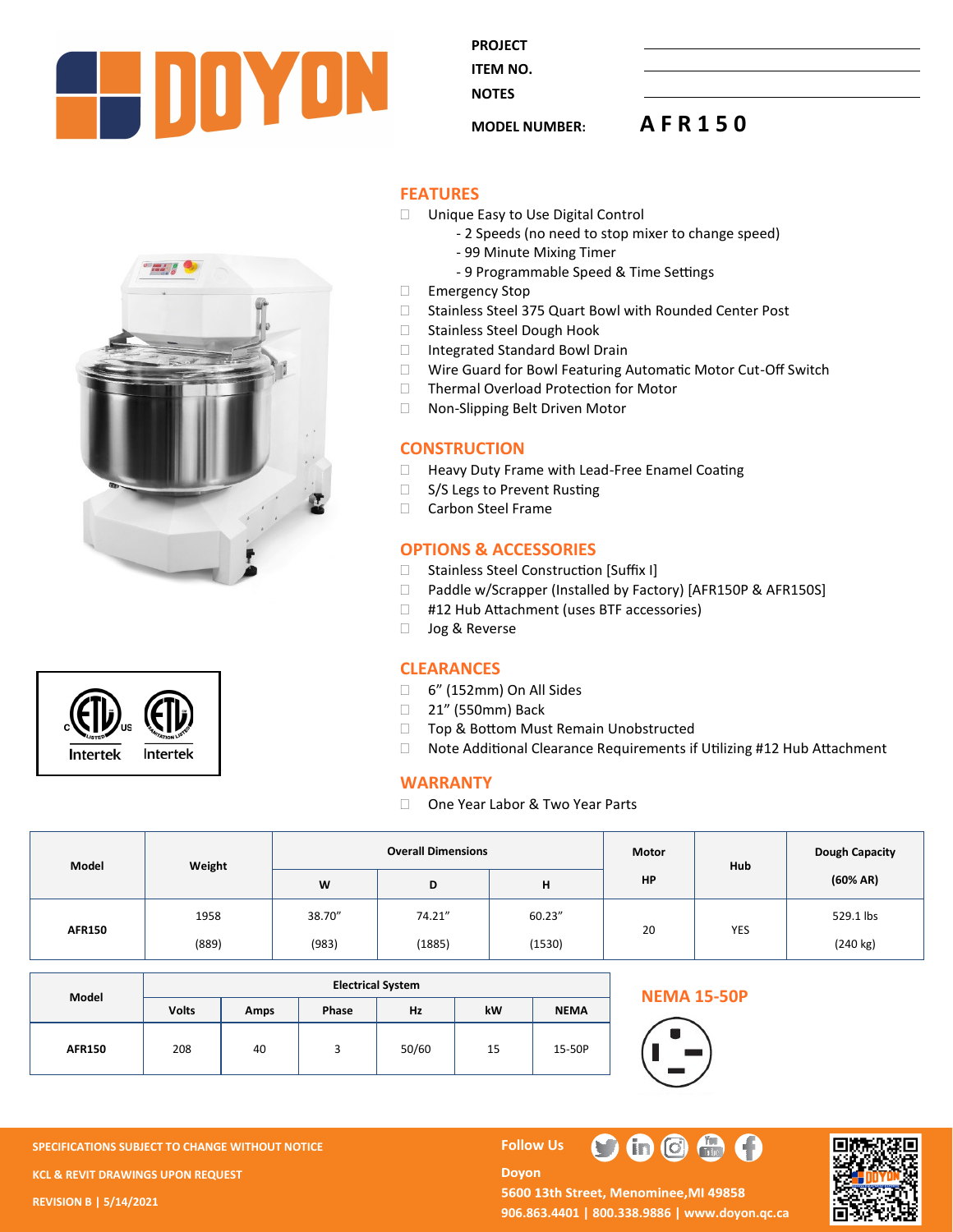**PROJECT**

**ITEM NO.**

**NOTES**

**MODEL NUMBER:** **AFR150**

## FEATURES

- Unique Easy to Use Digital Control
  - 2 Speeds (no need to stop mixer to change speed)
  - 99 Minute Mixing Timer
  - 9 Programmable Speed & Time Settings
- Emergency Stop
- Stainless Steel 375 Quart Bowl with Rounded Center Post
- Stainless Steel Dough Hook
- Integrated Standard Bowl Drain
- Wire Guard for Bowl Featuring Automatic Motor Cut-Off Switch
- Thermal Overload Protection for Motor
- Non-Slipping Belt Driven Motor

## CONSTRUCTION

- Heavy Duty Frame with Lead-Free Enamel Coating
- S/S Legs to Prevent Rusting
- Carbon Steel Frame

## OPTIONS & ACCESSORIES

- Stainless Steel Construction [Suffix I]
- Paddle w/Scrapper (Installed by Factory) [AFR150P & AFR150S]
- #12 Hub Attachment (uses BTF accessories)
- Jog & Reverse

## CLEARANCES

- 6" (152mm) On All Sides
- 21" (550mm) Back
- Top & Bottom Must Remain Unobstructed
- Note Additional Clearance Requirements if Utilizing #12 Hub Attachment

## WARRANTY

- One Year Labor & Two Year Parts

| Model | Weight | Overall Dimensions | | | Motor | Hub | Dough Capacity |
|---|---|---|---|---|---|---|---|
| | | W | D | H | HP | | (60% AR) |
| AFR150 | 1958 (889) | 38.70" (983) | 74.21" (1885) | 60.23" (1530) | 20 | YES | 529.1 lbs (240 kg) |

| Model | Electrical System | | | | | |
|---|---|---|---|---|---|---|
| | Volts | Amps | Phase | Hz | kW | NEMA |
| AFR150 | 208 | 40 | 3 | 50/60 | 15 | 15-50P |

**NEMA 15-50P**

SPECIFICATIONS SUBJECT TO CHANGE WITHOUT NOTICE

KCL & REVIT DRAWINGS UPON REQUEST

REVISION B | 5/14/2021

Follow Us

Doyon
5600 13th Street, Menominee, MI 49858
906.863.4401 | 800.338.9886 | www.doyon.qc.ca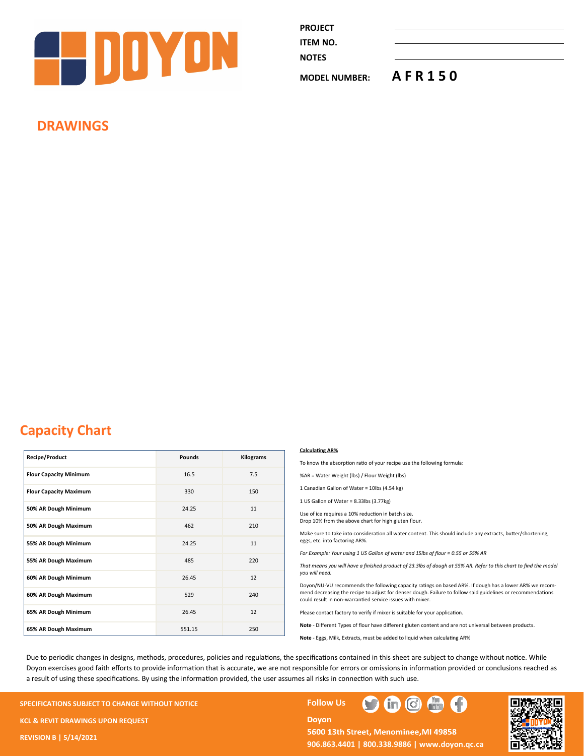| | |
|---|---|
| PROJECT | |
| ITEM NO. | |
| NOTES | |
| MODEL NUMBER: | AFR150 |

## DRAWINGS

## Capacity Chart

| Recipe/Product | Pounds | Kilograms |
|---|---|---|
| Flour Capacity Minimum | 16.5 | 7.5 |
| Flour Capacity Maximum | 330 | 150 |
| 50% AR Dough Minimum | 24.25 | 11 |
| 50% AR Dough Maximum | 462 | 210 |
| 55% AR Dough Minimum | 24.25 | 11 |
| 55% AR Dough Maximum | 485 | 220 |
| 60% AR Dough Minimum | 26.45 | 12 |
| 60% AR Dough Maximum | 529 | 240 |
| 65% AR Dough Minimum | 26.45 | 12 |
| 65% AR Dough Maximum | 551.15 | 250 |

**Calculating AR%**

To know the absorption ratio of your recipe use the following formula:

%AR = Water Weight (lbs) / Flour Weight (lbs)

1 Canadian Gallon of Water = 10lbs (4.54 kg)

1 US Gallon of Water = 8.33lbs (3.77kg)

Use of ice requires a 10% reduction in batch size.
Drop 10% from the above chart for high gluten flour.

Make sure to take into consideration all water content. This should include any extracts, butter/shortening, eggs, etc. into factoring AR%.

*For Example: Your using 1 US Gallon of water and 15lbs of flour = 0.55 or 55% AR*

*That means you will have a finished product of 23.3lbs of dough at 55% AR. Refer to this chart to find the model you will need.*

Doyon/NU-VU recommends the following capacity ratings on based AR%. If dough has a lower AR% we recommend decreasing the recipe to adjust for denser dough. Failure to follow said guidelines or recommendations could result in non-warrantied service issues with mixer.

Please contact factory to verify if mixer is suitable for your application.

**Note** - Different Types of flour have different gluten content and are not universal between products.

**Note** - Eggs, Milk, Extracts, must be added to liquid when calculating AR%

Due to periodic changes in designs, methods, procedures, policies and regulations, the specifications contained in this sheet are subject to change without notice. While Doyon exercises good faith efforts to provide information that is accurate, we are not responsible for errors or omissions in information provided or conclusions reached as a result of using these specifications. By using the information provided, the user assumes all risks in connection with such use.

**SPECIFICATIONS SUBJECT TO CHANGE WITHOUT NOTICE**

**KCL & REVIT DRAWINGS UPON REQUEST**

**REVISION B | 5/14/2021**

**Follow Us**

**Doyon**
**5600 13th Street, Menominee, MI 49858**
**906.863.4401 | 800.338.9886 | www.doyon.qc.ca**